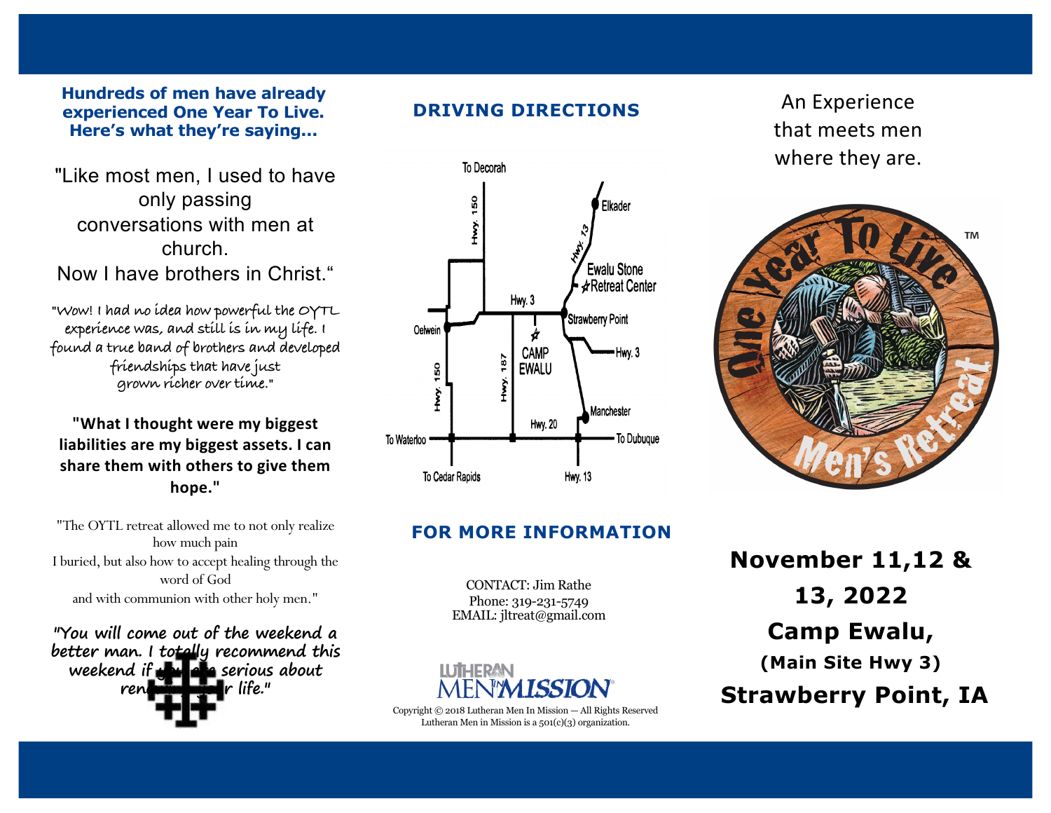**Hundreds of men have already experienced One Year To Live. Here's what they're saying...**

"Like most men, I used to have only passing conversations with men at church. Now I have brothers in Christ."

"Wow! I had no idea how powerful the OYTL experience was, and still is in my life. I found a true band of brothers and developed friendships that have just grown richer over time."

**"What I thought were my biggest liabilities are my biggest assets. I can share them with others to give them hope."**

"The OYTL retreat allowed me to not only realize how much pain I buried, but also how to accept healing through the word of God and with communion with other holy men."

***"You will come out of the weekend a better man. I totally recommend this weekend if you are serious about renewing your life."***

## DRIVING DIRECTIONS

To Decorah
Hwy. 150
Elkader
Hwy. 13
Ewalu Stone Retreat Center
Hwy. 3
Strawberry Point
Oelwein
CAMP EWALU
Hwy. 3
Hwy. 150
Hwy. 187
Manchester
Hwy. 20
To Waterloo
To Dubuque
To Cedar Rapids
Hwy. 13

## FOR MORE INFORMATION

CONTACT: Jim Rathe
Phone: 319-231-5749
EMAIL: jltreat@gmail.com

LUTHERAN MEN IN MISSION

Copyright © 2018 Lutheran Men In Mission — All Rights Reserved
Lutheran Men in Mission is a 501(c)(3) organization.

An Experience that meets men where they are.

One Year To Live™ Men's Retreat

**November 11,12 & 13, 2022**

**Camp Ewalu,**

**(Main Site Hwy 3)**

**Strawberry Point, IA**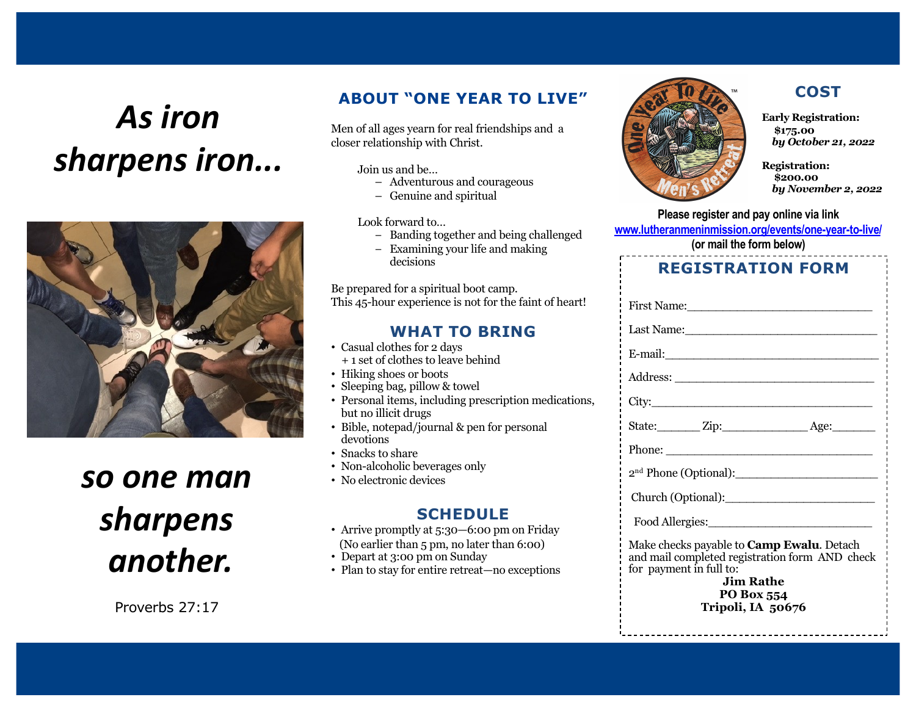# *As iron sharpens iron…*

# *so one man sharpens another.*

Proverbs 27:17

## ABOUT "ONE YEAR TO LIVE"

Men of all ages yearn for real friendships and a closer relationship with Christ.

Join us and be…

- Adventurous and courageous
- Genuine and spiritual

Look forward to…

- Banding together and being challenged
- Examining your life and making decisions

Be prepared for a spiritual boot camp.
This 45-hour experience is not for the faint of heart!

## WHAT TO BRING

- Casual clothes for 2 days + 1 set of clothes to leave behind
- Hiking shoes or boots
- Sleeping bag, pillow & towel
- Personal items, including prescription medications, but no illicit drugs
- Bible, notepad/journal & pen for personal devotions
- Snacks to share
- Non-alcoholic beverages only
- No electronic devices

## SCHEDULE

- Arrive promptly at 5:30—6:00 pm on Friday (No earlier than 5 pm, no later than 6:00)
- Depart at 3:00 pm on Sunday
- Plan to stay for entire retreat—no exceptions

## COST

**Early Registration:**
**$175.00**
***by October 21, 2022***

**Registration:**
**$200.00**
***by November 2, 2022***

**Please register and pay online via link**
**www.lutheranmeninmission.org/events/one-year-to-live/**
**(or mail the form below)**

## REGISTRATION FORM

First Name:_______________________

Last Name:_______________________

E-mail:_______________________

Address: _______________________

City:_______________________

State:______ Zip:___________ Age:______

Phone: _______________________

2nd Phone (Optional):_______________________

Church (Optional):_______________________

Food Allergies:_______________________

Make checks payable to **Camp Ewalu**. Detach and mail completed registration form AND check for payment in full to:

**Jim Rathe**
**PO Box 554**
**Tripoli, IA 50676**